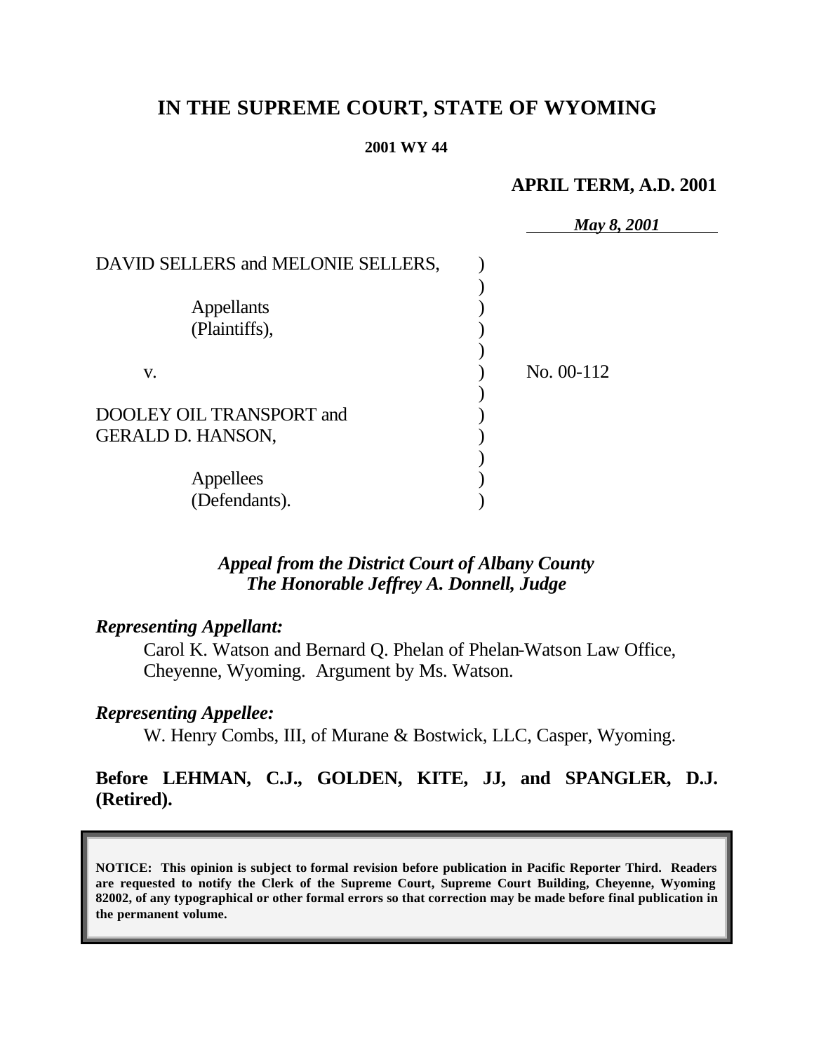# IN THE SUPREME COURT, STATE OF WYOMING

**2001 WY 44**

**APRIL TERM, A.D. 2001**

*May 8, 2001*

DAVID SELLERS and MELONIE SELLERS,

Appellants (Plaintiffs),

v. No. 00-112

DOOLEY OIL TRANSPORT and GERALD D. HANSON,

Appellees (Defendants).

*Appeal from the District Court of Albany County*
*The Honorable Jeffrey A. Donnell, Judge*

***Representing Appellant:***

Carol K. Watson and Bernard Q. Phelan of Phelan-Watson Law Office, Cheyenne, Wyoming. Argument by Ms. Watson.

***Representing Appellee:***

W. Henry Combs, III, of Murane & Bostwick, LLC, Casper, Wyoming.

**Before LEHMAN, C.J., GOLDEN, KITE, JJ, and SPANGLER, D.J. (Retired).**

**NOTICE: This opinion is subject to formal revision before publication in Pacific Reporter Third. Readers are requested to notify the Clerk of the Supreme Court, Supreme Court Building, Cheyenne, Wyoming 82002, of any typographical or other formal errors so that correction may be made before final publication in the permanent volume.**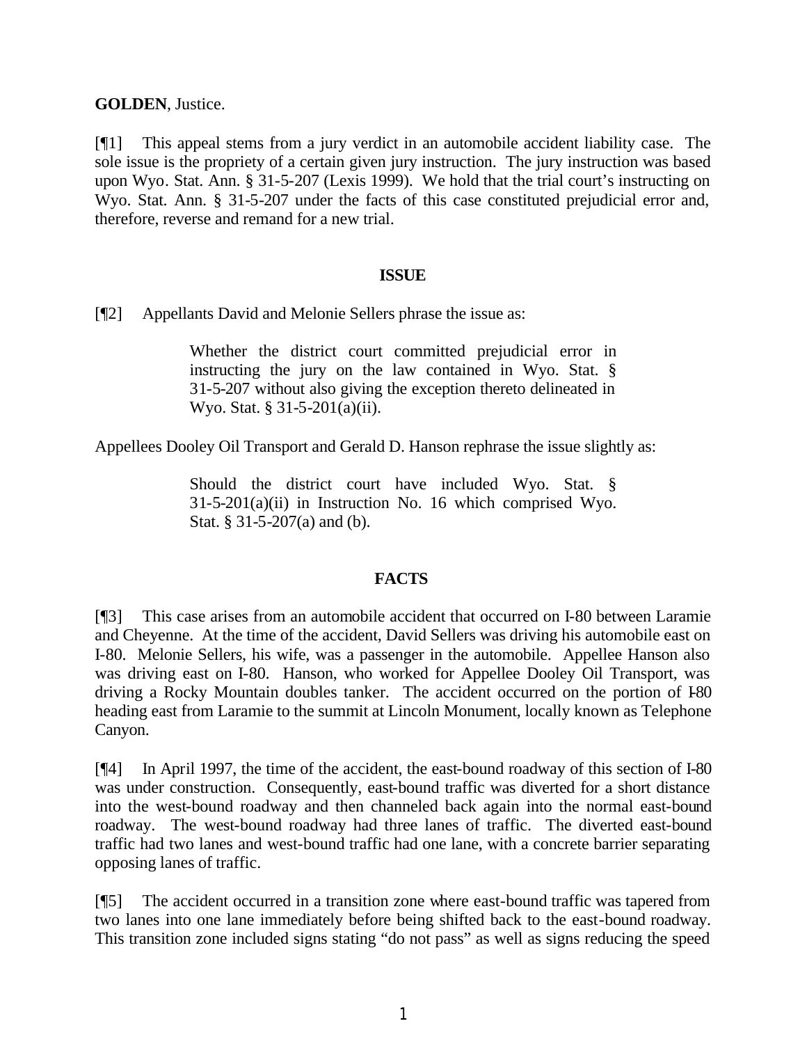**GOLDEN**, Justice.

[¶1] This appeal stems from a jury verdict in an automobile accident liability case. The sole issue is the propriety of a certain given jury instruction. The jury instruction was based upon Wyo. Stat. Ann. § 31-5-207 (Lexis 1999). We hold that the trial court's instructing on Wyo. Stat. Ann. § 31-5-207 under the facts of this case constituted prejudicial error and, therefore, reverse and remand for a new trial.

## ISSUE

[¶2] Appellants David and Melonie Sellers phrase the issue as:

> Whether the district court committed prejudicial error in instructing the jury on the law contained in Wyo. Stat. § 31-5-207 without also giving the exception thereto delineated in Wyo. Stat. § 31-5-201(a)(ii).

Appellees Dooley Oil Transport and Gerald D. Hanson rephrase the issue slightly as:

> Should the district court have included Wyo. Stat. § 31-5-201(a)(ii) in Instruction No. 16 which comprised Wyo. Stat. § 31-5-207(a) and (b).

## FACTS

[¶3] This case arises from an automobile accident that occurred on I-80 between Laramie and Cheyenne. At the time of the accident, David Sellers was driving his automobile east on I-80. Melonie Sellers, his wife, was a passenger in the automobile. Appellee Hanson also was driving east on I-80. Hanson, who worked for Appellee Dooley Oil Transport, was driving a Rocky Mountain doubles tanker. The accident occurred on the portion of I-80 heading east from Laramie to the summit at Lincoln Monument, locally known as Telephone Canyon.

[¶4] In April 1997, the time of the accident, the east-bound roadway of this section of I-80 was under construction. Consequently, east-bound traffic was diverted for a short distance into the west-bound roadway and then channeled back again into the normal east-bound roadway. The west-bound roadway had three lanes of traffic. The diverted east-bound traffic had two lanes and west-bound traffic had one lane, with a concrete barrier separating opposing lanes of traffic.

[¶5] The accident occurred in a transition zone where east-bound traffic was tapered from two lanes into one lane immediately before being shifted back to the east-bound roadway. This transition zone included signs stating "do not pass" as well as signs reducing the speed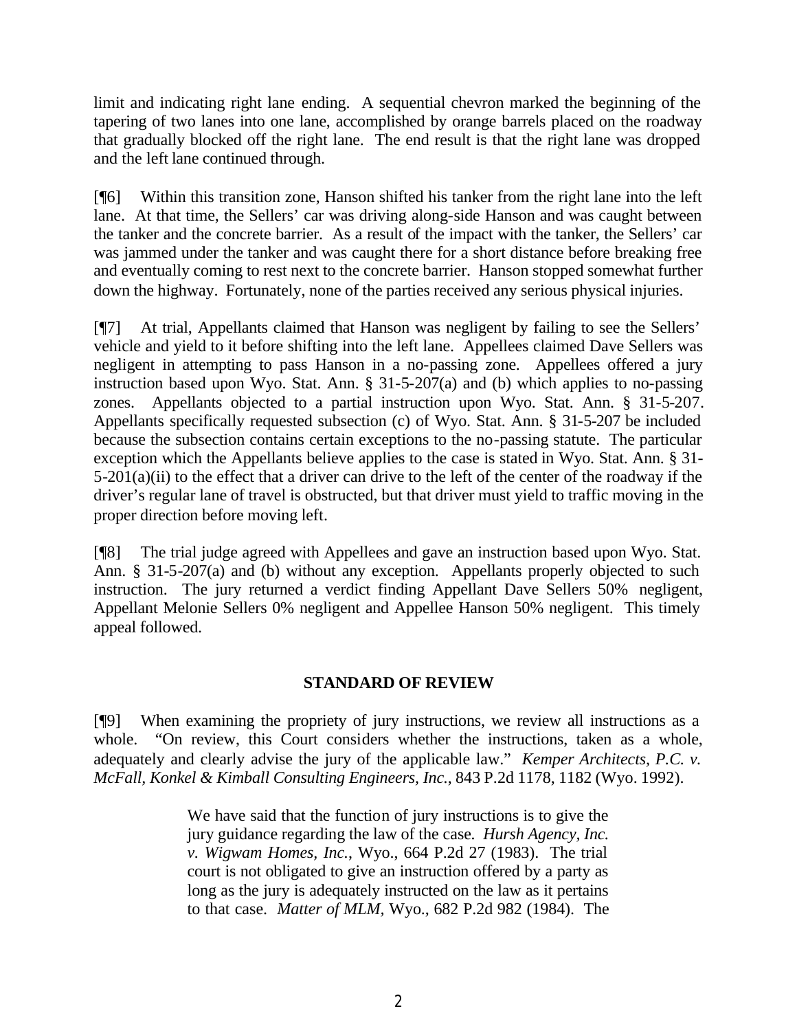limit and indicating right lane ending. A sequential chevron marked the beginning of the tapering of two lanes into one lane, accomplished by orange barrels placed on the roadway that gradually blocked off the right lane. The end result is that the right lane was dropped and the left lane continued through.

[¶6] Within this transition zone, Hanson shifted his tanker from the right lane into the left lane. At that time, the Sellers' car was driving along-side Hanson and was caught between the tanker and the concrete barrier. As a result of the impact with the tanker, the Sellers' car was jammed under the tanker and was caught there for a short distance before breaking free and eventually coming to rest next to the concrete barrier. Hanson stopped somewhat further down the highway. Fortunately, none of the parties received any serious physical injuries.

[¶7] At trial, Appellants claimed that Hanson was negligent by failing to see the Sellers' vehicle and yield to it before shifting into the left lane. Appellees claimed Dave Sellers was negligent in attempting to pass Hanson in a no-passing zone. Appellees offered a jury instruction based upon Wyo. Stat. Ann. § 31-5-207(a) and (b) which applies to no-passing zones. Appellants objected to a partial instruction upon Wyo. Stat. Ann. § 31-5-207. Appellants specifically requested subsection (c) of Wyo. Stat. Ann. § 31-5-207 be included because the subsection contains certain exceptions to the no-passing statute. The particular exception which the Appellants believe applies to the case is stated in Wyo. Stat. Ann. § 31-5-201(a)(ii) to the effect that a driver can drive to the left of the center of the roadway if the driver's regular lane of travel is obstructed, but that driver must yield to traffic moving in the proper direction before moving left.

[¶8] The trial judge agreed with Appellees and gave an instruction based upon Wyo. Stat. Ann. § 31-5-207(a) and (b) without any exception. Appellants properly objected to such instruction. The jury returned a verdict finding Appellant Dave Sellers 50% negligent, Appellant Melonie Sellers 0% negligent and Appellee Hanson 50% negligent. This timely appeal followed.

## STANDARD OF REVIEW

[¶9] When examining the propriety of jury instructions, we review all instructions as a whole. "On review, this Court considers whether the instructions, taken as a whole, adequately and clearly advise the jury of the applicable law." *Kemper Architects, P.C. v. McFall, Konkel & Kimball Consulting Engineers, Inc.*, 843 P.2d 1178, 1182 (Wyo. 1992).

> We have said that the function of jury instructions is to give the jury guidance regarding the law of the case. *Hursh Agency, Inc. v. Wigwam Homes, Inc.*, Wyo., 664 P.2d 27 (1983). The trial court is not obligated to give an instruction offered by a party as long as the jury is adequately instructed on the law as it pertains to that case. *Matter of MLM*, Wyo., 682 P.2d 982 (1984). The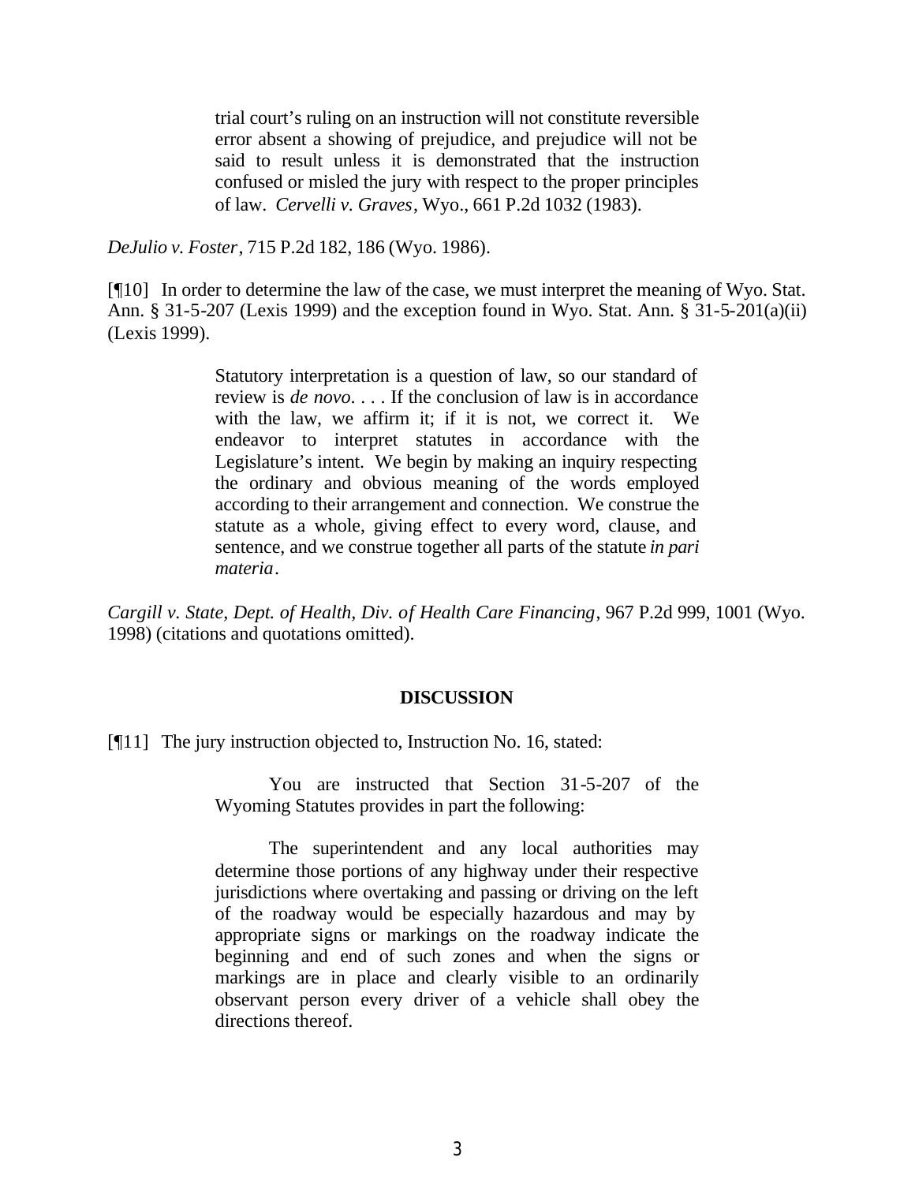> trial court's ruling on an instruction will not constitute reversible error absent a showing of prejudice, and prejudice will not be said to result unless it is demonstrated that the instruction confused or misled the jury with respect to the proper principles of law. *Cervelli v. Graves*, Wyo., 661 P.2d 1032 (1983).

*DeJulio v. Foster*, 715 P.2d 182, 186 (Wyo. 1986).

[¶10] In order to determine the law of the case, we must interpret the meaning of Wyo. Stat. Ann. § 31-5-207 (Lexis 1999) and the exception found in Wyo. Stat. Ann. § 31-5-201(a)(ii) (Lexis 1999).

> Statutory interpretation is a question of law, so our standard of review is *de novo*. . . . If the conclusion of law is in accordance with the law, we affirm it; if it is not, we correct it. We endeavor to interpret statutes in accordance with the Legislature's intent. We begin by making an inquiry respecting the ordinary and obvious meaning of the words employed according to their arrangement and connection. We construe the statute as a whole, giving effect to every word, clause, and sentence, and we construe together all parts of the statute *in pari materia*.

*Cargill v. State, Dept. of Health, Div. of Health Care Financing*, 967 P.2d 999, 1001 (Wyo. 1998) (citations and quotations omitted).

## DISCUSSION

[¶11] The jury instruction objected to, Instruction No. 16, stated:

> You are instructed that Section 31-5-207 of the Wyoming Statutes provides in part the following:
>
> The superintendent and any local authorities may determine those portions of any highway under their respective jurisdictions where overtaking and passing or driving on the left of the roadway would be especially hazardous and may by appropriate signs or markings on the roadway indicate the beginning and end of such zones and when the signs or markings are in place and clearly visible to an ordinarily observant person every driver of a vehicle shall obey the directions thereof.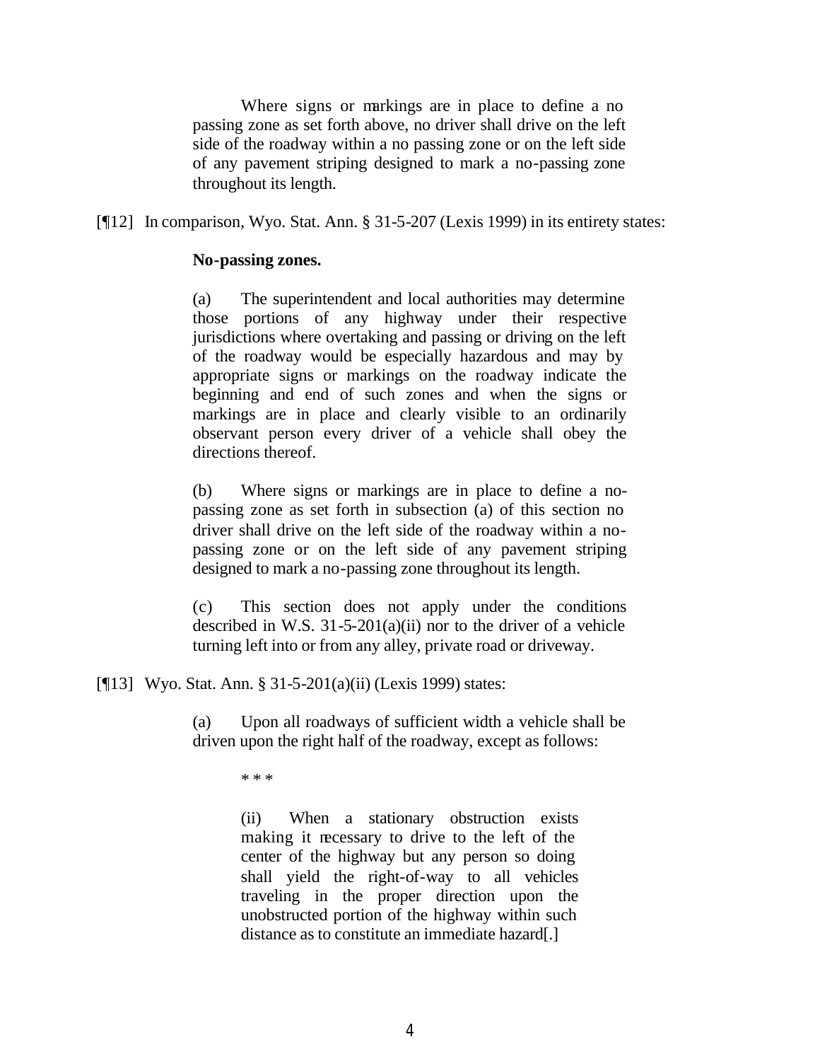> Where signs or markings are in place to define a no passing zone as set forth above, no driver shall drive on the left side of the roadway within a no passing zone or on the left side of any pavement striping designed to mark a no-passing zone throughout its length.

[¶12] In comparison, Wyo. Stat. Ann. § 31-5-207 (Lexis 1999) in its entirety states:

> **No-passing zones.**
>
> (a) The superintendent and local authorities may determine those portions of any highway under their respective jurisdictions where overtaking and passing or driving on the left of the roadway would be especially hazardous and may by appropriate signs or markings on the roadway indicate the beginning and end of such zones and when the signs or markings are in place and clearly visible to an ordinarily observant person every driver of a vehicle shall obey the directions thereof.
>
> (b) Where signs or markings are in place to define a no-passing zone as set forth in subsection (a) of this section no driver shall drive on the left side of the roadway within a no-passing zone or on the left side of any pavement striping designed to mark a no-passing zone throughout its length.
>
> (c) This section does not apply under the conditions described in W.S. 31-5-201(a)(ii) nor to the driver of a vehicle turning left into or from any alley, private road or driveway.

[¶13] Wyo. Stat. Ann. § 31-5-201(a)(ii) (Lexis 1999) states:

> (a) Upon all roadways of sufficient width a vehicle shall be driven upon the right half of the roadway, except as follows:
>
> \* \* \*
>
> > (ii) When a stationary obstruction exists making it necessary to drive to the left of the center of the highway but any person so doing shall yield the right-of-way to all vehicles traveling in the proper direction upon the unobstructed portion of the highway within such distance as to constitute an immediate hazard[.]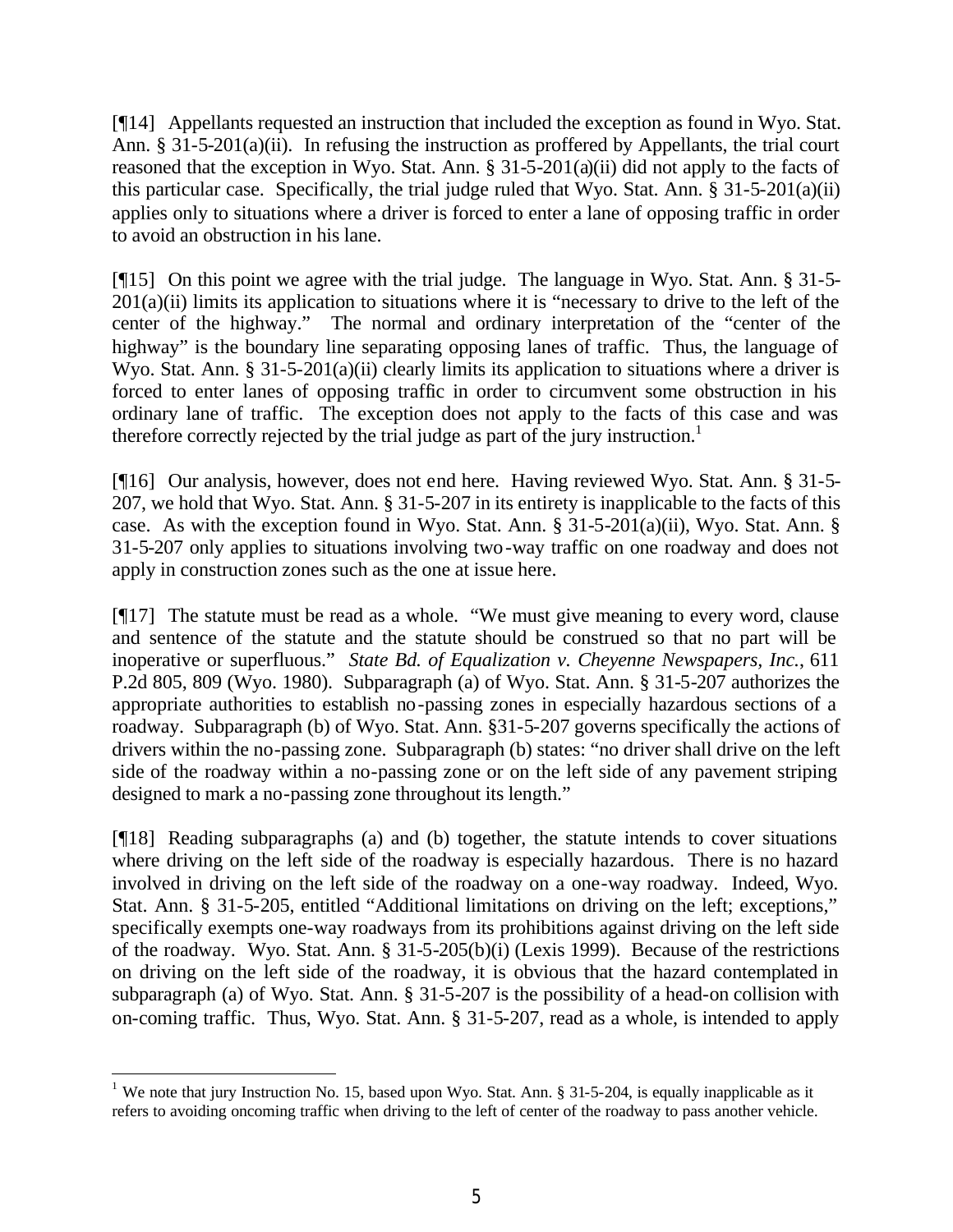[¶14] Appellants requested an instruction that included the exception as found in Wyo. Stat. Ann. § 31-5-201(a)(ii). In refusing the instruction as proffered by Appellants, the trial court reasoned that the exception in Wyo. Stat. Ann. § 31-5-201(a)(ii) did not apply to the facts of this particular case. Specifically, the trial judge ruled that Wyo. Stat. Ann. § 31-5-201(a)(ii) applies only to situations where a driver is forced to enter a lane of opposing traffic in order to avoid an obstruction in his lane.

[¶15] On this point we agree with the trial judge. The language in Wyo. Stat. Ann. § 31-5-201(a)(ii) limits its application to situations where it is "necessary to drive to the left of the center of the highway." The normal and ordinary interpretation of the "center of the highway" is the boundary line separating opposing lanes of traffic. Thus, the language of Wyo. Stat. Ann. § 31-5-201(a)(ii) clearly limits its application to situations where a driver is forced to enter lanes of opposing traffic in order to circumvent some obstruction in his ordinary lane of traffic. The exception does not apply to the facts of this case and was therefore correctly rejected by the trial judge as part of the jury instruction.[1]

[¶16] Our analysis, however, does not end here. Having reviewed Wyo. Stat. Ann. § 31-5-207, we hold that Wyo. Stat. Ann. § 31-5-207 in its entirety is inapplicable to the facts of this case. As with the exception found in Wyo. Stat. Ann. § 31-5-201(a)(ii), Wyo. Stat. Ann. § 31-5-207 only applies to situations involving two-way traffic on one roadway and does not apply in construction zones such as the one at issue here.

[¶17] The statute must be read as a whole. "We must give meaning to every word, clause and sentence of the statute and the statute should be construed so that no part will be inoperative or superfluous." *State Bd. of Equalization v. Cheyenne Newspapers, Inc.*, 611 P.2d 805, 809 (Wyo. 1980). Subparagraph (a) of Wyo. Stat. Ann. § 31-5-207 authorizes the appropriate authorities to establish no-passing zones in especially hazardous sections of a roadway. Subparagraph (b) of Wyo. Stat. Ann. §31-5-207 governs specifically the actions of drivers within the no-passing zone. Subparagraph (b) states: "no driver shall drive on the left side of the roadway within a no-passing zone or on the left side of any pavement striping designed to mark a no-passing zone throughout its length."

[¶18] Reading subparagraphs (a) and (b) together, the statute intends to cover situations where driving on the left side of the roadway is especially hazardous. There is no hazard involved in driving on the left side of the roadway on a one-way roadway. Indeed, Wyo. Stat. Ann. § 31-5-205, entitled "Additional limitations on driving on the left; exceptions," specifically exempts one-way roadways from its prohibitions against driving on the left side of the roadway. Wyo. Stat. Ann. § 31-5-205(b)(i) (Lexis 1999). Because of the restrictions on driving on the left side of the roadway, it is obvious that the hazard contemplated in subparagraph (a) of Wyo. Stat. Ann. § 31-5-207 is the possibility of a head-on collision with on-coming traffic. Thus, Wyo. Stat. Ann. § 31-5-207, read as a whole, is intended to apply

---

[1] We note that jury Instruction No. 15, based upon Wyo. Stat. Ann. § 31-5-204, is equally inapplicable as it refers to avoiding oncoming traffic when driving to the left of center of the roadway to pass another vehicle.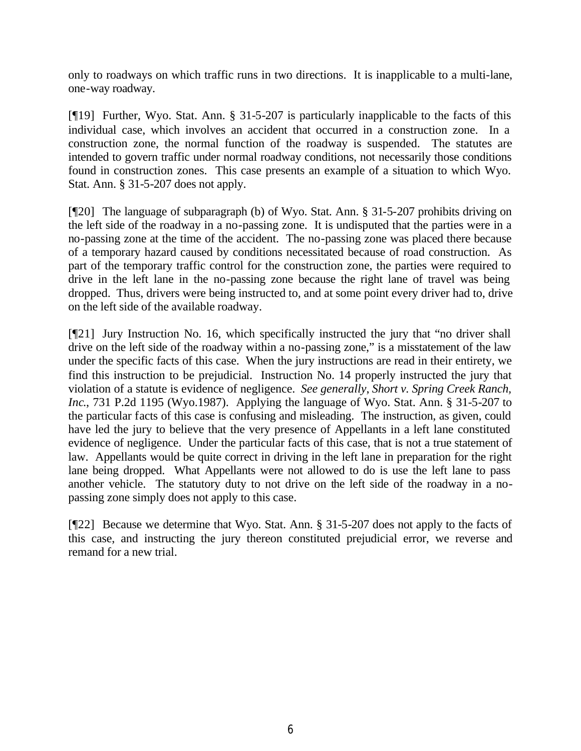only to roadways on which traffic runs in two directions. It is inapplicable to a multi-lane, one-way roadway.

[¶19] Further, Wyo. Stat. Ann. § 31-5-207 is particularly inapplicable to the facts of this individual case, which involves an accident that occurred in a construction zone. In a construction zone, the normal function of the roadway is suspended. The statutes are intended to govern traffic under normal roadway conditions, not necessarily those conditions found in construction zones. This case presents an example of a situation to which Wyo. Stat. Ann. § 31-5-207 does not apply.

[¶20] The language of subparagraph (b) of Wyo. Stat. Ann. § 31-5-207 prohibits driving on the left side of the roadway in a no-passing zone. It is undisputed that the parties were in a no-passing zone at the time of the accident. The no-passing zone was placed there because of a temporary hazard caused by conditions necessitated because of road construction. As part of the temporary traffic control for the construction zone, the parties were required to drive in the left lane in the no-passing zone because the right lane of travel was being dropped. Thus, drivers were being instructed to, and at some point every driver had to, drive on the left side of the available roadway.

[¶21] Jury Instruction No. 16, which specifically instructed the jury that "no driver shall drive on the left side of the roadway within a no-passing zone," is a misstatement of the law under the specific facts of this case. When the jury instructions are read in their entirety, we find this instruction to be prejudicial. Instruction No. 14 properly instructed the jury that violation of a statute is evidence of negligence. *See generally, Short v. Spring Creek Ranch, Inc.*, 731 P.2d 1195 (Wyo.1987). Applying the language of Wyo. Stat. Ann. § 31-5-207 to the particular facts of this case is confusing and misleading. The instruction, as given, could have led the jury to believe that the very presence of Appellants in a left lane constituted evidence of negligence. Under the particular facts of this case, that is not a true statement of law. Appellants would be quite correct in driving in the left lane in preparation for the right lane being dropped. What Appellants were not allowed to do is use the left lane to pass another vehicle. The statutory duty to not drive on the left side of the roadway in a no-passing zone simply does not apply to this case.

[¶22] Because we determine that Wyo. Stat. Ann. § 31-5-207 does not apply to the facts of this case, and instructing the jury thereon constituted prejudicial error, we reverse and remand for a new trial.